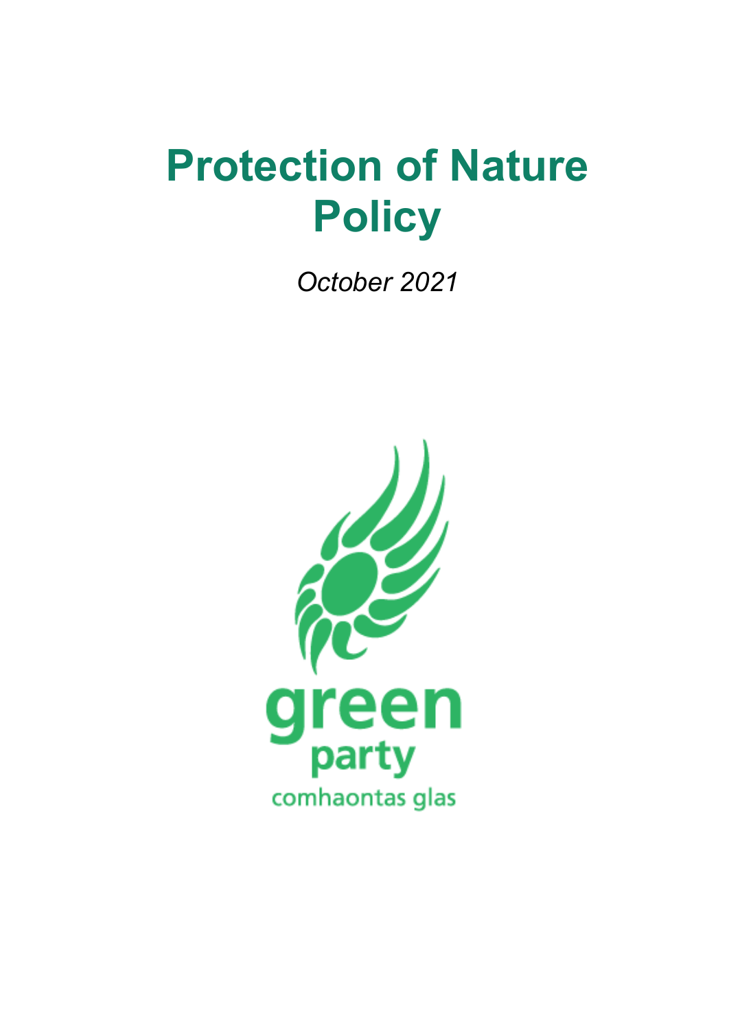# Protection of Nature Policy

*October 2021*

green
party
comhaontas glas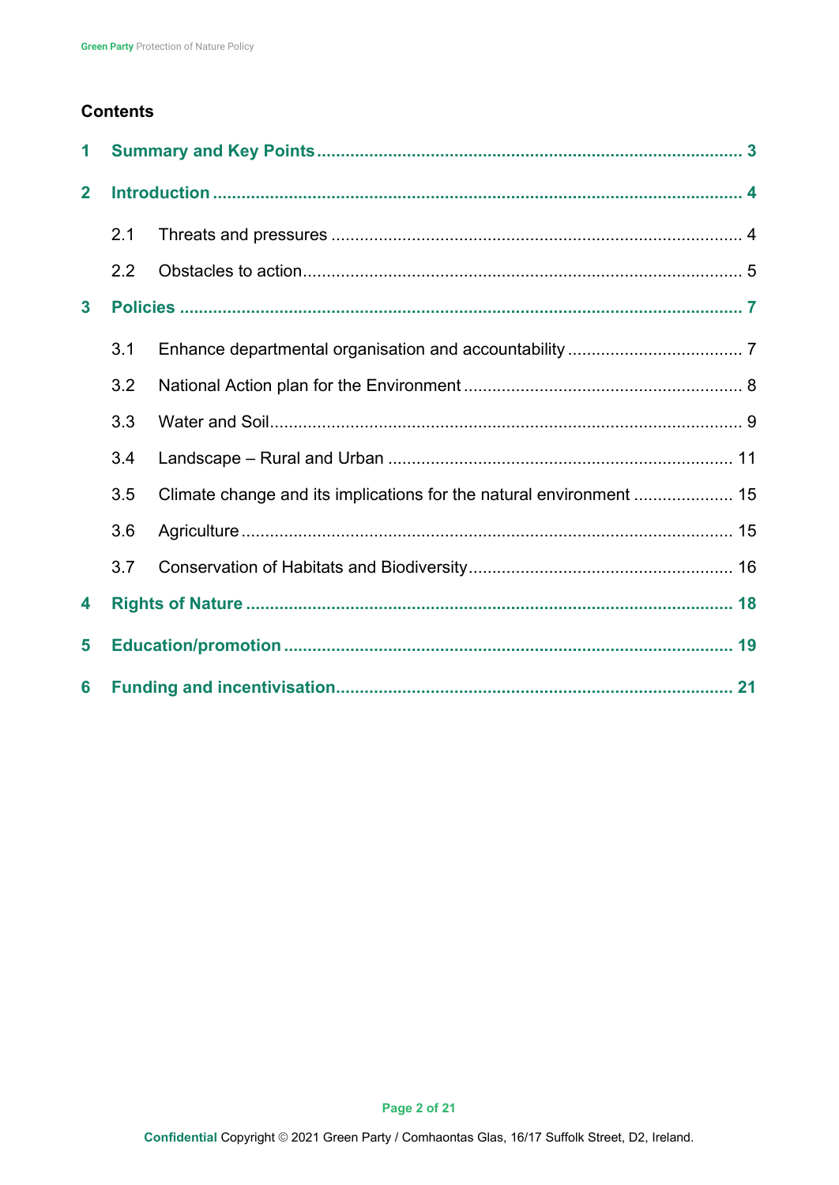## Contents

- **1 Summary and Key Points** ..... 3
- **2 Introduction** ..... 4
  - 2.1 Threats and pressures ..... 4
  - 2.2 Obstacles to action ..... 5
- **3 Policies** ..... 7
  - 3.1 Enhance departmental organisation and accountability ..... 7
  - 3.2 National Action plan for the Environment ..... 8
  - 3.3 Water and Soil ..... 9
  - 3.4 Landscape – Rural and Urban ..... 11
  - 3.5 Climate change and its implications for the natural environment ..... 15
  - 3.6 Agriculture ..... 15
  - 3.7 Conservation of Habitats and Biodiversity ..... 16
- **4 Rights of Nature** ..... 18
- **5 Education/promotion** ..... 19
- **6 Funding and incentivisation** ..... 21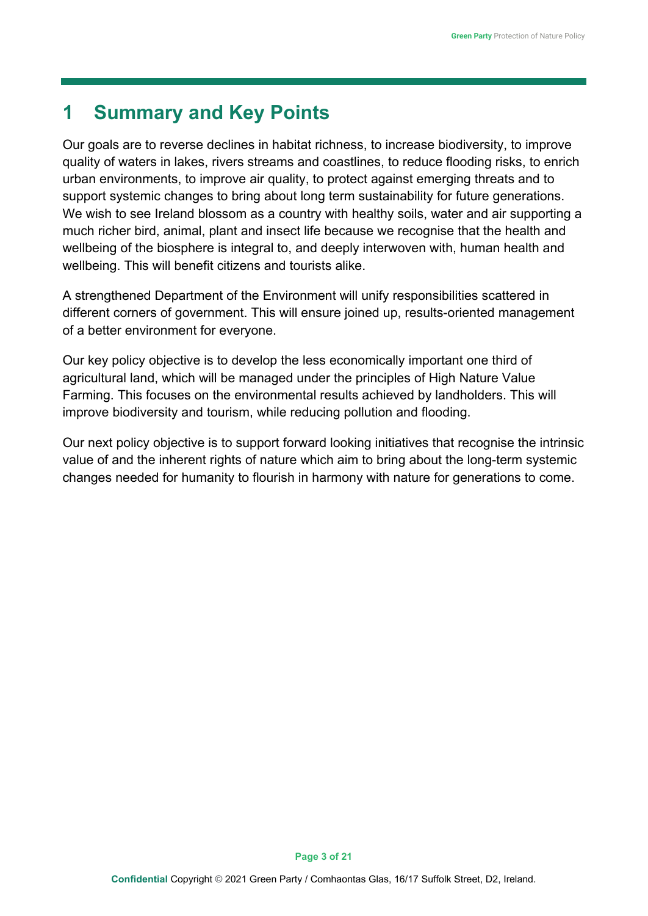# 1 Summary and Key Points

Our goals are to reverse declines in habitat richness, to increase biodiversity, to improve quality of waters in lakes, rivers streams and coastlines, to reduce flooding risks, to enrich urban environments, to improve air quality, to protect against emerging threats and to support systemic changes to bring about long term sustainability for future generations. We wish to see Ireland blossom as a country with healthy soils, water and air supporting a much richer bird, animal, plant and insect life because we recognise that the health and wellbeing of the biosphere is integral to, and deeply interwoven with, human health and wellbeing. This will benefit citizens and tourists alike.

A strengthened Department of the Environment will unify responsibilities scattered in different corners of government. This will ensure joined up, results-oriented management of a better environment for everyone.

Our key policy objective is to develop the less economically important one third of agricultural land, which will be managed under the principles of High Nature Value Farming. This focuses on the environmental results achieved by landholders. This will improve biodiversity and tourism, while reducing pollution and flooding.

Our next policy objective is to support forward looking initiatives that recognise the intrinsic value of and the inherent rights of nature which aim to bring about the long-term systemic changes needed for humanity to flourish in harmony with nature for generations to come.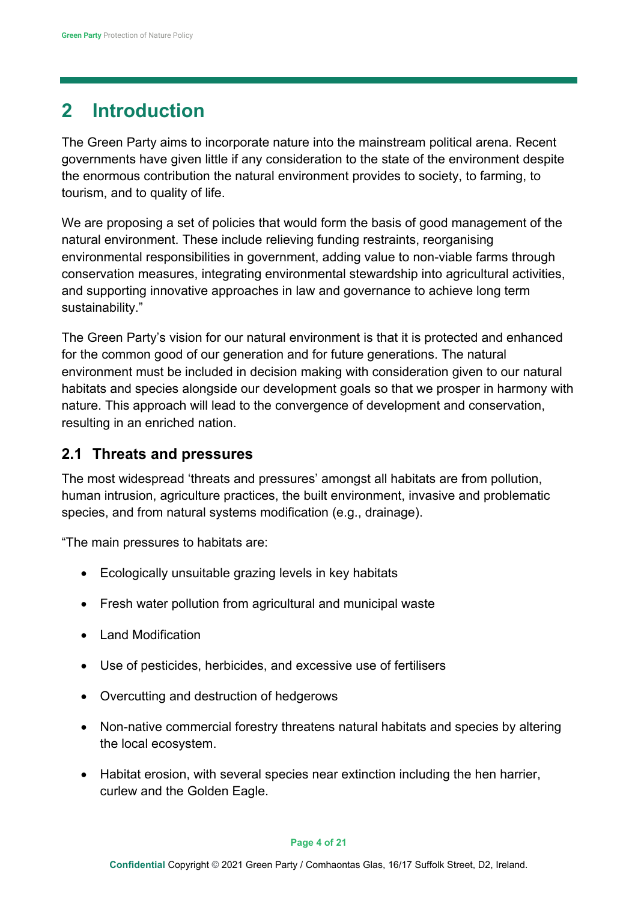# 2 Introduction

The Green Party aims to incorporate nature into the mainstream political arena. Recent governments have given little if any consideration to the state of the environment despite the enormous contribution the natural environment provides to society, to farming, to tourism, and to quality of life.

We are proposing a set of policies that would form the basis of good management of the natural environment. These include relieving funding restraints, reorganising environmental responsibilities in government, adding value to non-viable farms through conservation measures, integrating environmental stewardship into agricultural activities, and supporting innovative approaches in law and governance to achieve long term sustainability."

The Green Party's vision for our natural environment is that it is protected and enhanced for the common good of our generation and for future generations. The natural environment must be included in decision making with consideration given to our natural habitats and species alongside our development goals so that we prosper in harmony with nature. This approach will lead to the convergence of development and conservation, resulting in an enriched nation.

## 2.1 Threats and pressures

The most widespread 'threats and pressures' amongst all habitats are from pollution, human intrusion, agriculture practices, the built environment, invasive and problematic species, and from natural systems modification (e.g., drainage).

"The main pressures to habitats are:

- Ecologically unsuitable grazing levels in key habitats
- Fresh water pollution from agricultural and municipal waste
- Land Modification
- Use of pesticides, herbicides, and excessive use of fertilisers
- Overcutting and destruction of hedgerows
- Non-native commercial forestry threatens natural habitats and species by altering the local ecosystem.
- Habitat erosion, with several species near extinction including the hen harrier, curlew and the Golden Eagle.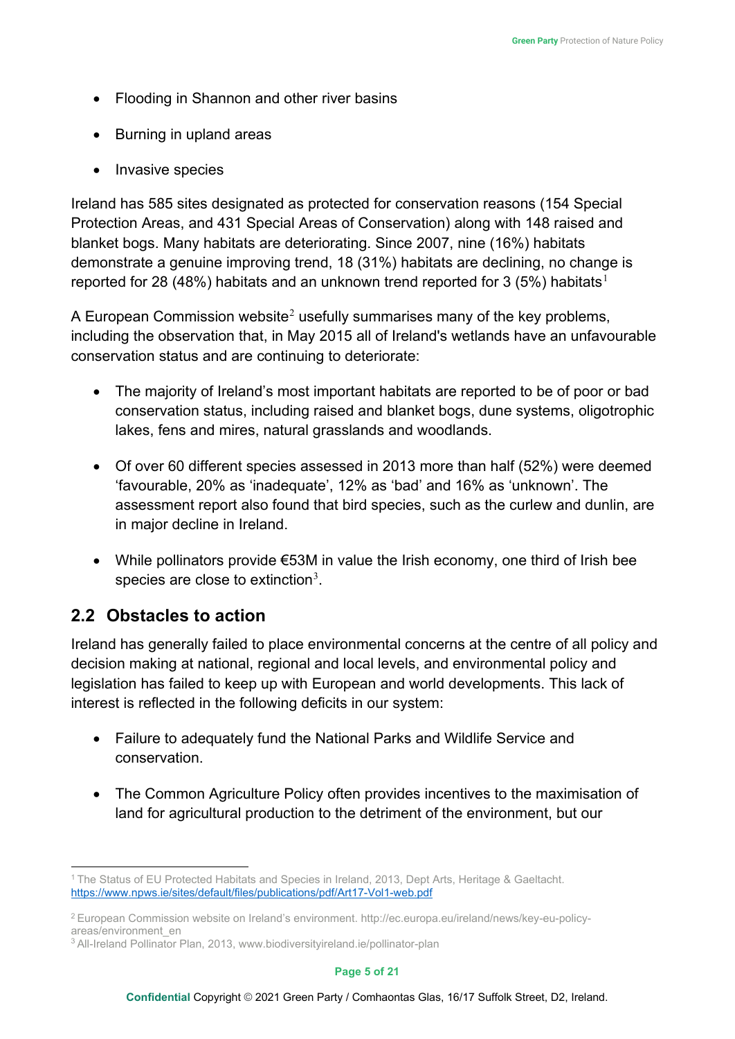- Flooding in Shannon and other river basins
- Burning in upland areas
- Invasive species

Ireland has 585 sites designated as protected for conservation reasons (154 Special Protection Areas, and 431 Special Areas of Conservation) along with 148 raised and blanket bogs. Many habitats are deteriorating. Since 2007, nine (16%) habitats demonstrate a genuine improving trend, 18 (31%) habitats are declining, no change is reported for 28 (48%) habitats and an unknown trend reported for 3 (5%) habitats[1]

A European Commission website[2] usefully summarises many of the key problems, including the observation that, in May 2015 all of Ireland's wetlands have an unfavourable conservation status and are continuing to deteriorate:

- The majority of Ireland's most important habitats are reported to be of poor or bad conservation status, including raised and blanket bogs, dune systems, oligotrophic lakes, fens and mires, natural grasslands and woodlands.
- Of over 60 different species assessed in 2013 more than half (52%) were deemed 'favourable, 20% as 'inadequate', 12% as 'bad' and 16% as 'unknown'. The assessment report also found that bird species, such as the curlew and dunlin, are in major decline in Ireland.
- While pollinators provide €53M in value the Irish economy, one third of Irish bee species are close to extinction[3].

## 2.2 Obstacles to action

Ireland has generally failed to place environmental concerns at the centre of all policy and decision making at national, regional and local levels, and environmental policy and legislation has failed to keep up with European and world developments. This lack of interest is reflected in the following deficits in our system:

- Failure to adequately fund the National Parks and Wildlife Service and conservation.
- The Common Agriculture Policy often provides incentives to the maximisation of land for agricultural production to the detriment of the environment, but our

---

[1] The Status of EU Protected Habitats and Species in Ireland, 2013, Dept Arts, Heritage & Gaeltacht. https://www.npws.ie/sites/default/files/publications/pdf/Art17-Vol1-web.pdf

[2] European Commission website on Ireland's environment. http://ec.europa.eu/ireland/news/key-eu-policy-areas/environment_en

[3] All-Ireland Pollinator Plan, 2013, www.biodiversityireland.ie/pollinator-plan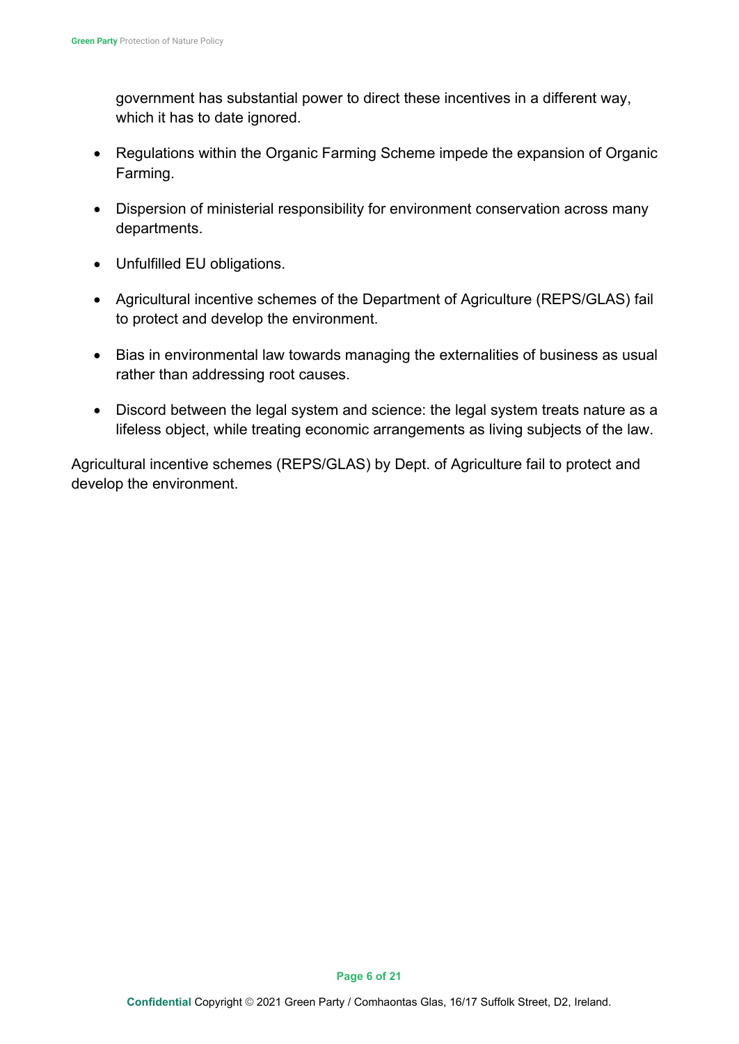government has substantial power to direct these incentives in a different way, which it has to date ignored.

- Regulations within the Organic Farming Scheme impede the expansion of Organic Farming.
- Dispersion of ministerial responsibility for environment conservation across many departments.
- Unfulfilled EU obligations.
- Agricultural incentive schemes of the Department of Agriculture (REPS/GLAS) fail to protect and develop the environment.
- Bias in environmental law towards managing the externalities of business as usual rather than addressing root causes.
- Discord between the legal system and science: the legal system treats nature as a lifeless object, while treating economic arrangements as living subjects of the law.

Agricultural incentive schemes (REPS/GLAS) by Dept. of Agriculture fail to protect and develop the environment.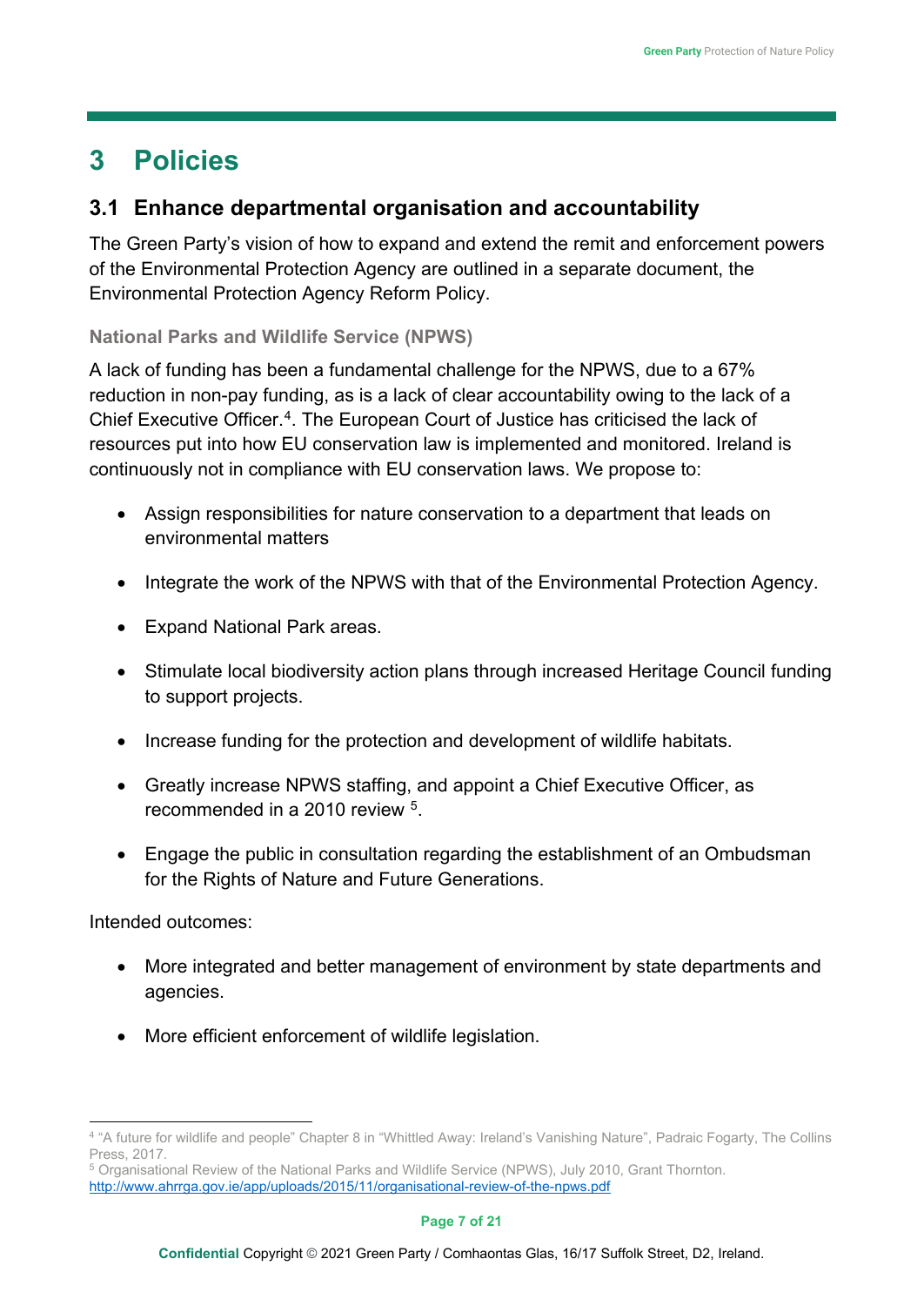# 3 Policies

## 3.1 Enhance departmental organisation and accountability

The Green Party's vision of how to expand and extend the remit and enforcement powers of the Environmental Protection Agency are outlined in a separate document, the Environmental Protection Agency Reform Policy.

### National Parks and Wildlife Service (NPWS)

A lack of funding has been a fundamental challenge for the NPWS, due to a 67% reduction in non-pay funding, as is a lack of clear accountability owing to the lack of a Chief Executive Officer.[4]. The European Court of Justice has criticised the lack of resources put into how EU conservation law is implemented and monitored. Ireland is continuously not in compliance with EU conservation laws. We propose to:

- Assign responsibilities for nature conservation to a department that leads on environmental matters
- Integrate the work of the NPWS with that of the Environmental Protection Agency.
- Expand National Park areas.
- Stimulate local biodiversity action plans through increased Heritage Council funding to support projects.
- Increase funding for the protection and development of wildlife habitats.
- Greatly increase NPWS staffing, and appoint a Chief Executive Officer, as recommended in a 2010 review [5].
- Engage the public in consultation regarding the establishment of an Ombudsman for the Rights of Nature and Future Generations.

Intended outcomes:

- More integrated and better management of environment by state departments and agencies.
- More efficient enforcement of wildlife legislation.

---

[4] "A future for wildlife and people" Chapter 8 in "Whittled Away: Ireland's Vanishing Nature", Padraic Fogarty, The Collins Press, 2017.

[5] Organisational Review of the National Parks and Wildlife Service (NPWS), July 2010, Grant Thornton. http://www.ahrrga.gov.ie/app/uploads/2015/11/organisational-review-of-the-npws.pdf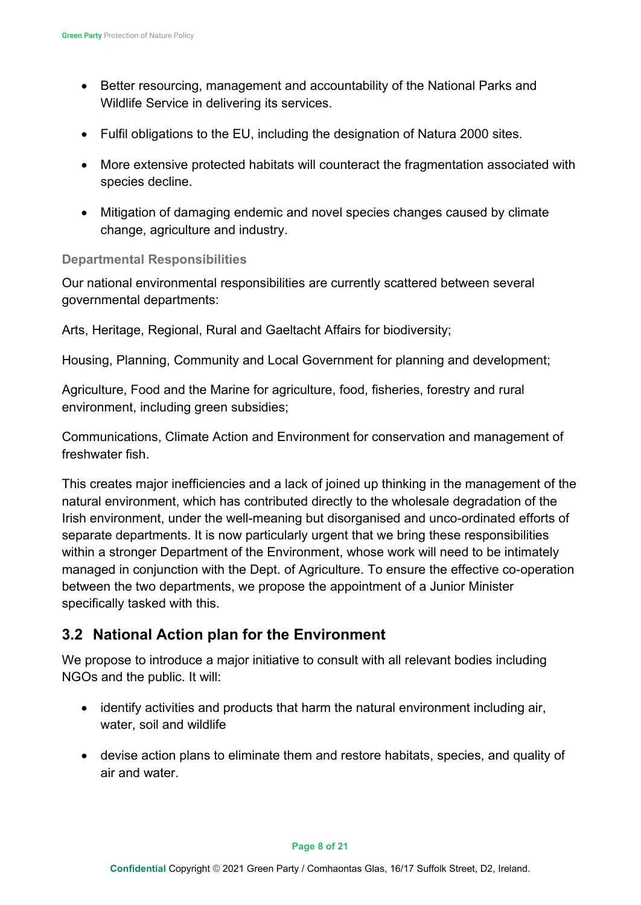- Better resourcing, management and accountability of the National Parks and Wildlife Service in delivering its services.
- Fulfil obligations to the EU, including the designation of Natura 2000 sites.
- More extensive protected habitats will counteract the fragmentation associated with species decline.
- Mitigation of damaging endemic and novel species changes caused by climate change, agriculture and industry.

### Departmental Responsibilities

Our national environmental responsibilities are currently scattered between several governmental departments:

Arts, Heritage, Regional, Rural and Gaeltacht Affairs for biodiversity;

Housing, Planning, Community and Local Government for planning and development;

Agriculture, Food and the Marine for agriculture, food, fisheries, forestry and rural environment, including green subsidies;

Communications, Climate Action and Environment for conservation and management of freshwater fish.

This creates major inefficiencies and a lack of joined up thinking in the management of the natural environment, which has contributed directly to the wholesale degradation of the Irish environment, under the well-meaning but disorganised and unco-ordinated efforts of separate departments. It is now particularly urgent that we bring these responsibilities within a stronger Department of the Environment, whose work will need to be intimately managed in conjunction with the Dept. of Agriculture. To ensure the effective co-operation between the two departments, we propose the appointment of a Junior Minister specifically tasked with this.

## 3.2 National Action plan for the Environment

We propose to introduce a major initiative to consult with all relevant bodies including NGOs and the public. It will:

- identify activities and products that harm the natural environment including air, water, soil and wildlife
- devise action plans to eliminate them and restore habitats, species, and quality of air and water.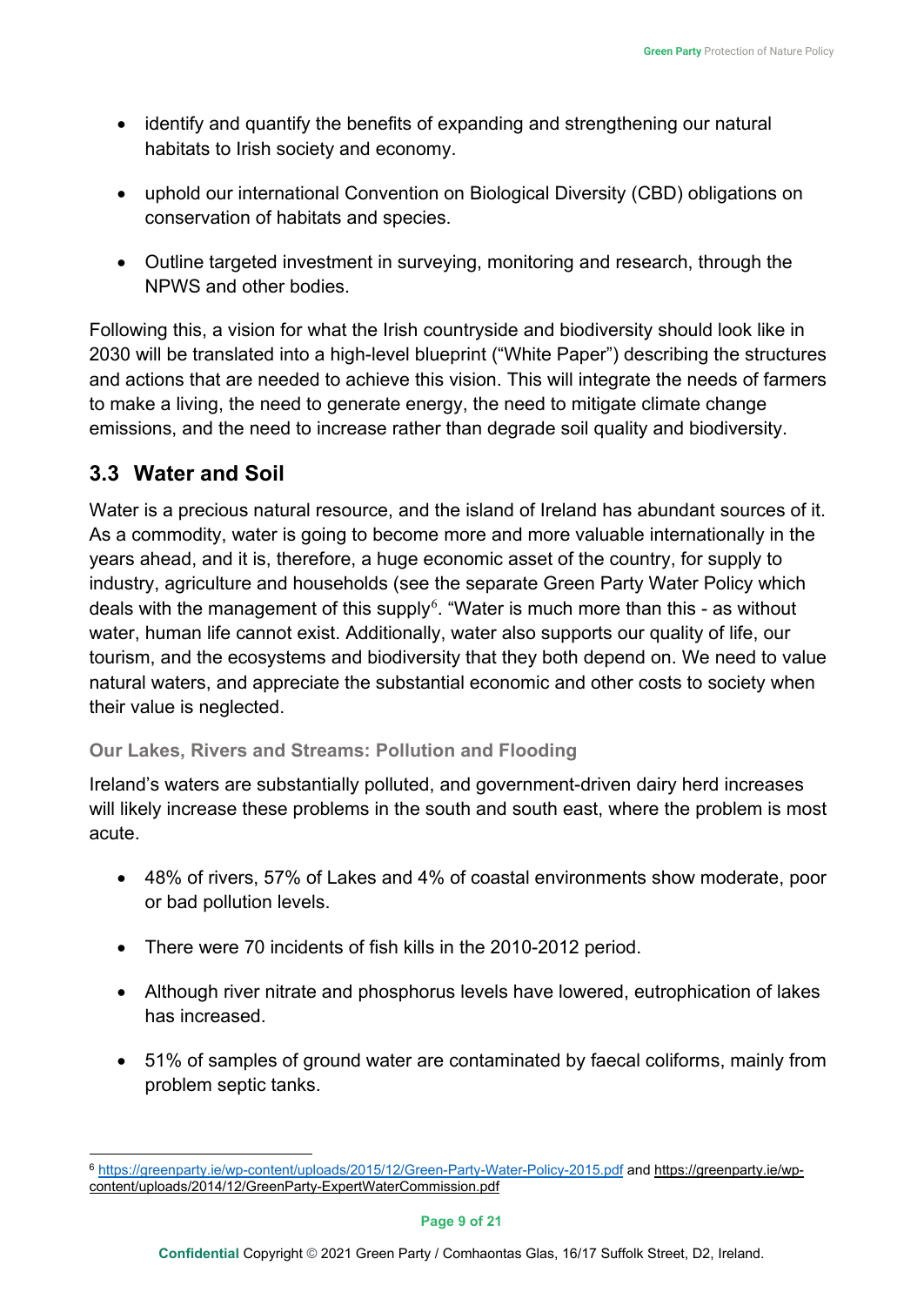- identify and quantify the benefits of expanding and strengthening our natural habitats to Irish society and economy.

- uphold our international Convention on Biological Diversity (CBD) obligations on conservation of habitats and species.

- Outline targeted investment in surveying, monitoring and research, through the NPWS and other bodies.

Following this, a vision for what the Irish countryside and biodiversity should look like in 2030 will be translated into a high-level blueprint ("White Paper") describing the structures and actions that are needed to achieve this vision. This will integrate the needs of farmers to make a living, the need to generate energy, the need to mitigate climate change emissions, and the need to increase rather than degrade soil quality and biodiversity.

## 3.3 Water and Soil

Water is a precious natural resource, and the island of Ireland has abundant sources of it. As a commodity, water is going to become more and more valuable internationally in the years ahead, and it is, therefore, a huge economic asset of the country, for supply to industry, agriculture and households (see the separate Green Party Water Policy which deals with the management of this supply[6]. "Water is much more than this - as without water, human life cannot exist. Additionally, water also supports our quality of life, our tourism, and the ecosystems and biodiversity that they both depend on. We need to value natural waters, and appreciate the substantial economic and other costs to society when their value is neglected.

### Our Lakes, Rivers and Streams: Pollution and Flooding

Ireland's waters are substantially polluted, and government-driven dairy herd increases will likely increase these problems in the south and south east, where the problem is most acute.

- 48% of rivers, 57% of Lakes and 4% of coastal environments show moderate, poor or bad pollution levels.

- There were 70 incidents of fish kills in the 2010-2012 period.

- Although river nitrate and phosphorus levels have lowered, eutrophication of lakes has increased.

- 51% of samples of ground water are contaminated by faecal coliforms, mainly from problem septic tanks.

---

[6] https://greenparty.ie/wp-content/uploads/2015/12/Green-Party-Water-Policy-2015.pdf and https://greenparty.ie/wp-content/uploads/2014/12/GreenParty-ExpertWaterCommission.pdf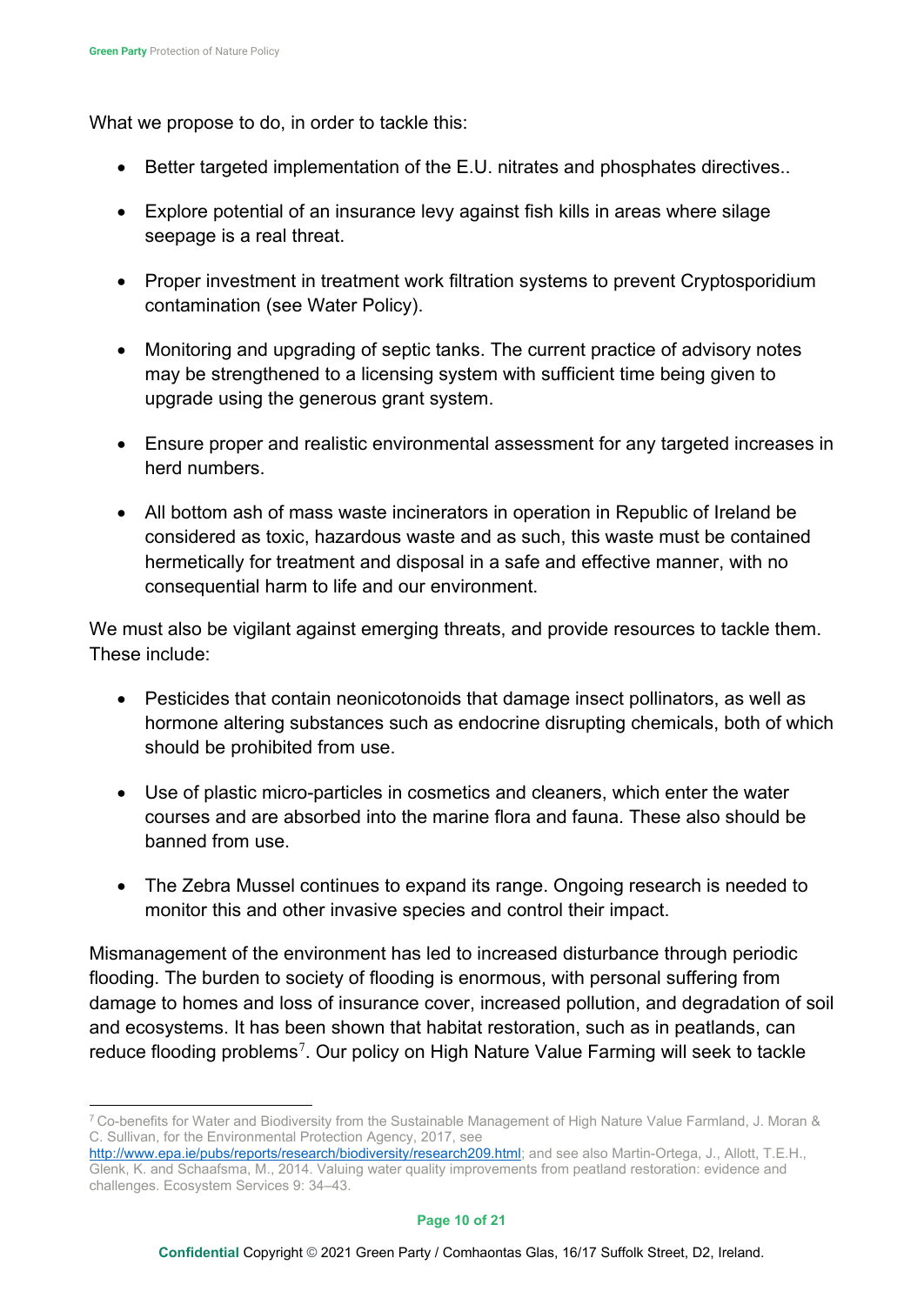What we propose to do, in order to tackle this:

- Better targeted implementation of the E.U. nitrates and phosphates directives..
- Explore potential of an insurance levy against fish kills in areas where silage seepage is a real threat.
- Proper investment in treatment work filtration systems to prevent Cryptosporidium contamination (see Water Policy).
- Monitoring and upgrading of septic tanks. The current practice of advisory notes may be strengthened to a licensing system with sufficient time being given to upgrade using the generous grant system.
- Ensure proper and realistic environmental assessment for any targeted increases in herd numbers.
- All bottom ash of mass waste incinerators in operation in Republic of Ireland be considered as toxic, hazardous waste and as such, this waste must be contained hermetically for treatment and disposal in a safe and effective manner, with no consequential harm to life and our environment.

We must also be vigilant against emerging threats, and provide resources to tackle them. These include:

- Pesticides that contain neonicotonoids that damage insect pollinators, as well as hormone altering substances such as endocrine disrupting chemicals, both of which should be prohibited from use.
- Use of plastic micro-particles in cosmetics and cleaners, which enter the water courses and are absorbed into the marine flora and fauna. These also should be banned from use.
- The Zebra Mussel continues to expand its range. Ongoing research is needed to monitor this and other invasive species and control their impact.

Mismanagement of the environment has led to increased disturbance through periodic flooding. The burden to society of flooding is enormous, with personal suffering from damage to homes and loss of insurance cover, increased pollution, and degradation of soil and ecosystems. It has been shown that habitat restoration, such as in peatlands, can reduce flooding problems[7]. Our policy on High Nature Value Farming will seek to tackle

---

[7] Co-benefits for Water and Biodiversity from the Sustainable Management of High Nature Value Farmland, J. Moran & C. Sullivan, for the Environmental Protection Agency, 2017, see http://www.epa.ie/pubs/reports/research/biodiversity/research209.html; and see also Martin-Ortega, J., Allott, T.E.H., Glenk, K. and Schaafsma, M., 2014. Valuing water quality improvements from peatland restoration: evidence and challenges. Ecosystem Services 9: 34–43.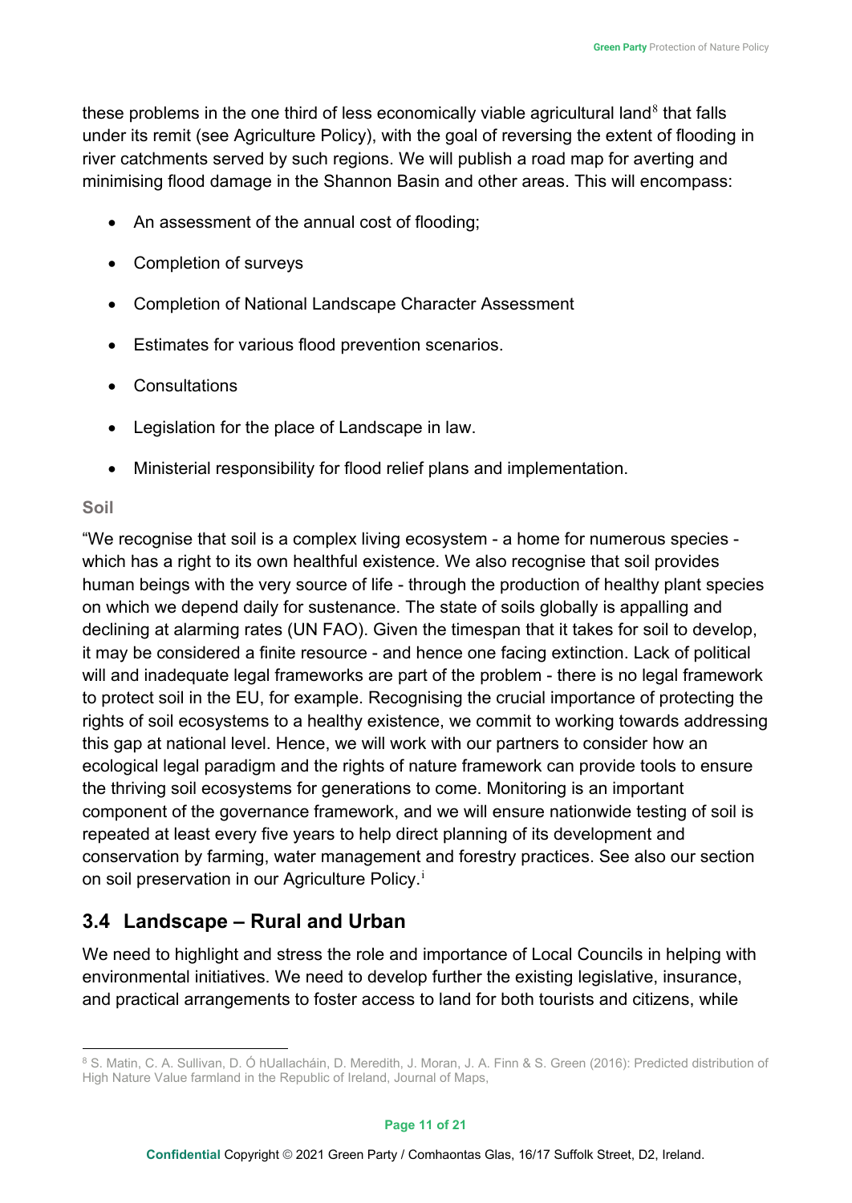these problems in the one third of less economically viable agricultural land[8] that falls under its remit (see Agriculture Policy), with the goal of reversing the extent of flooding in river catchments served by such regions. We will publish a road map for averting and minimising flood damage in the Shannon Basin and other areas. This will encompass:

- An assessment of the annual cost of flooding;
- Completion of surveys
- Completion of National Landscape Character Assessment
- Estimates for various flood prevention scenarios.
- Consultations
- Legislation for the place of Landscape in law.
- Ministerial responsibility for flood relief plans and implementation.

#### Soil

"We recognise that soil is a complex living ecosystem - a home for numerous species - which has a right to its own healthful existence. We also recognise that soil provides human beings with the very source of life - through the production of healthy plant species on which we depend daily for sustenance. The state of soils globally is appalling and declining at alarming rates (UN FAO). Given the timespan that it takes for soil to develop, it may be considered a finite resource - and hence one facing extinction. Lack of political will and inadequate legal frameworks are part of the problem - there is no legal framework to protect soil in the EU, for example. Recognising the crucial importance of protecting the rights of soil ecosystems to a healthy existence, we commit to working towards addressing this gap at national level. Hence, we will work with our partners to consider how an ecological legal paradigm and the rights of nature framework can provide tools to ensure the thriving soil ecosystems for generations to come. Monitoring is an important component of the governance framework, and we will ensure nationwide testing of soil is repeated at least every five years to help direct planning of its development and conservation by farming, water management and forestry practices. See also our section on soil preservation in our Agriculture Policy.[i]

## 3.4 Landscape – Rural and Urban

We need to highlight and stress the role and importance of Local Councils in helping with environmental initiatives. We need to develop further the existing legislative, insurance, and practical arrangements to foster access to land for both tourists and citizens, while

---

[8] S. Matin, C. A. Sullivan, D. Ó hUallacháin, D. Meredith, J. Moran, J. A. Finn & S. Green (2016): Predicted distribution of High Nature Value farmland in the Republic of Ireland, Journal of Maps,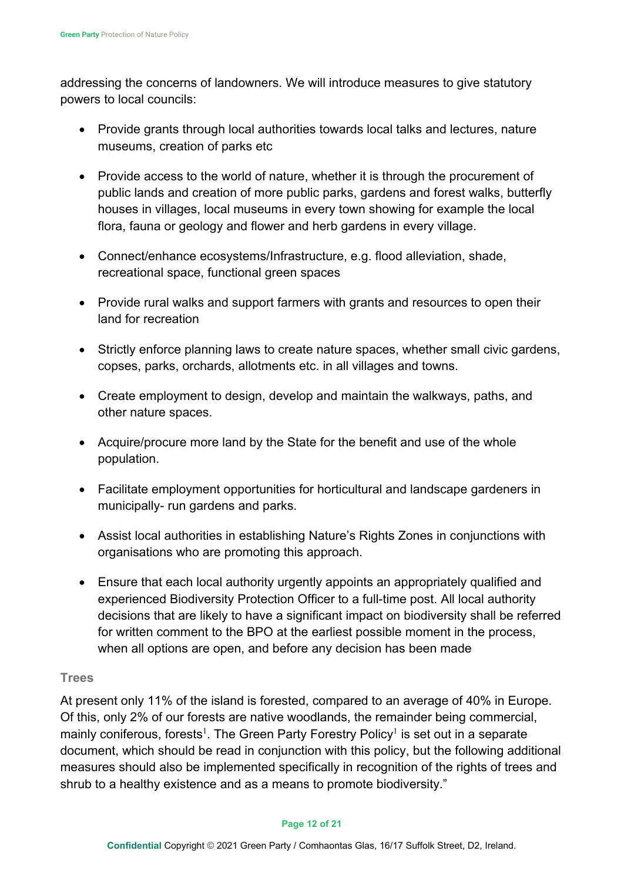addressing the concerns of landowners. We will introduce measures to give statutory powers to local councils:

- Provide grants through local authorities towards local talks and lectures, nature museums, creation of parks etc
- Provide access to the world of nature, whether it is through the procurement of public lands and creation of more public parks, gardens and forest walks, butterfly houses in villages, local museums in every town showing for example the local flora, fauna or geology and flower and herb gardens in every village.
- Connect/enhance ecosystems/Infrastructure, e.g. flood alleviation, shade, recreational space, functional green spaces
- Provide rural walks and support farmers with grants and resources to open their land for recreation
- Strictly enforce planning laws to create nature spaces, whether small civic gardens, copses, parks, orchards, allotments etc. in all villages and towns.
- Create employment to design, develop and maintain the walkways, paths, and other nature spaces.
- Acquire/procure more land by the State for the benefit and use of the whole population.
- Facilitate employment opportunities for horticultural and landscape gardeners in municipally- run gardens and parks.
- Assist local authorities in establishing Nature's Rights Zones in conjunctions with organisations who are promoting this approach.
- Ensure that each local authority urgently appoints an appropriately qualified and experienced Biodiversity Protection Officer to a full-time post. All local authority decisions that are likely to have a significant impact on biodiversity shall be referred for written comment to the BPO at the earliest possible moment in the process, when all options are open, and before any decision has been made

### Trees

At present only 11% of the island is forested, compared to an average of 40% in Europe. Of this, only 2% of our forests are native woodlands, the remainder being commercial, mainly coniferous, forests[1]. The Green Party Forestry Policy[1] is set out in a separate document, which should be read in conjunction with this policy, but the following additional measures should also be implemented specifically in recognition of the rights of trees and shrub to a healthy existence and as a means to promote biodiversity."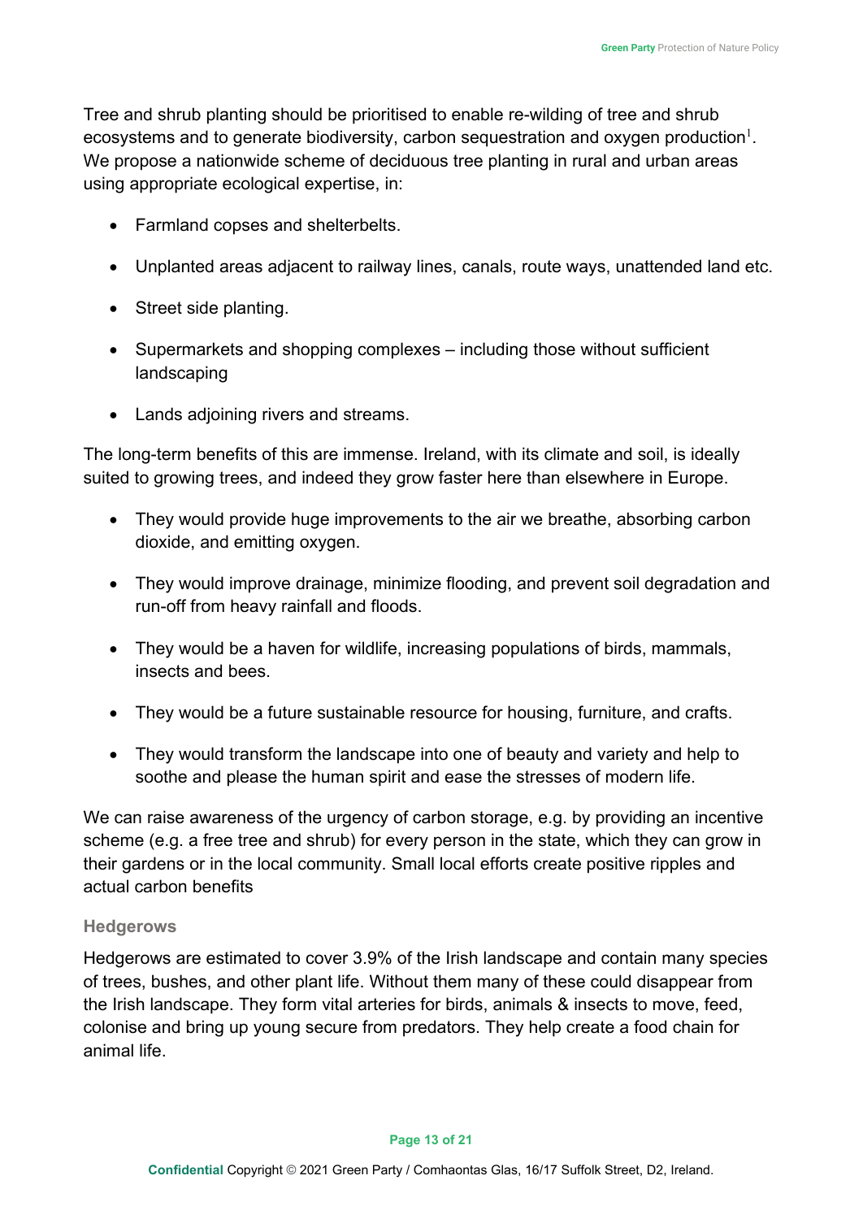Tree and shrub planting should be prioritised to enable re-wilding of tree and shrub ecosystems and to generate biodiversity, carbon sequestration and oxygen production[1]. We propose a nationwide scheme of deciduous tree planting in rural and urban areas using appropriate ecological expertise, in:

- Farmland copses and shelterbelts.
- Unplanted areas adjacent to railway lines, canals, route ways, unattended land etc.
- Street side planting.
- Supermarkets and shopping complexes – including those without sufficient landscaping
- Lands adjoining rivers and streams.

The long-term benefits of this are immense. Ireland, with its climate and soil, is ideally suited to growing trees, and indeed they grow faster here than elsewhere in Europe.

- They would provide huge improvements to the air we breathe, absorbing carbon dioxide, and emitting oxygen.
- They would improve drainage, minimize flooding, and prevent soil degradation and run-off from heavy rainfall and floods.
- They would be a haven for wildlife, increasing populations of birds, mammals, insects and bees.
- They would be a future sustainable resource for housing, furniture, and crafts.
- They would transform the landscape into one of beauty and variety and help to soothe and please the human spirit and ease the stresses of modern life.

We can raise awareness of the urgency of carbon storage, e.g. by providing an incentive scheme (e.g. a free tree and shrub) for every person in the state, which they can grow in their gardens or in the local community. Small local efforts create positive ripples and actual carbon benefits

### Hedgerows

Hedgerows are estimated to cover 3.9% of the Irish landscape and contain many species of trees, bushes, and other plant life. Without them many of these could disappear from the Irish landscape. They form vital arteries for birds, animals & insects to move, feed, colonise and bring up young secure from predators. They help create a food chain for animal life.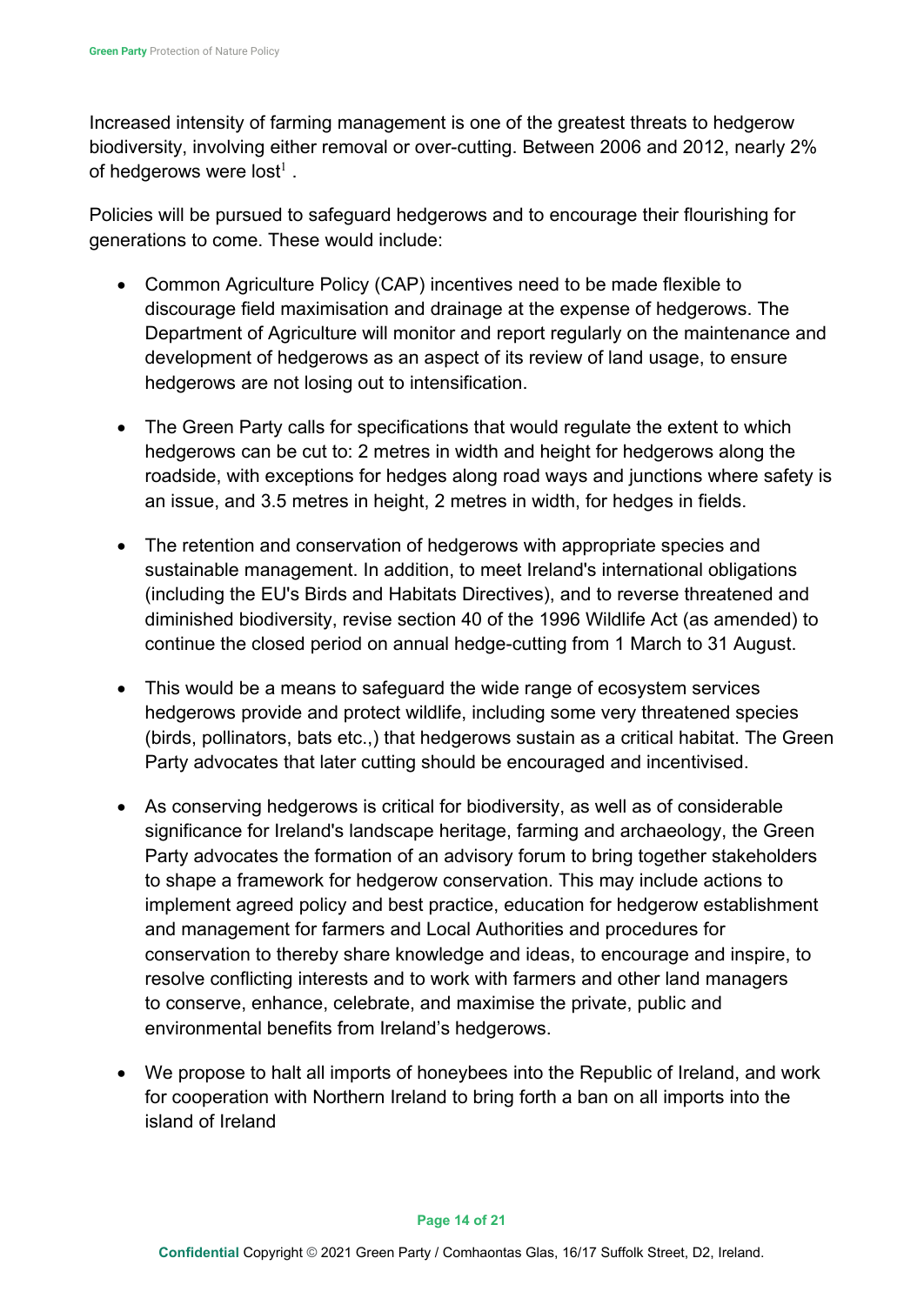Increased intensity of farming management is one of the greatest threats to hedgerow biodiversity, involving either removal or over-cutting. Between 2006 and 2012, nearly 2% of hedgerows were lost[1] .

Policies will be pursued to safeguard hedgerows and to encourage their flourishing for generations to come. These would include:

- Common Agriculture Policy (CAP) incentives need to be made flexible to discourage field maximisation and drainage at the expense of hedgerows. The Department of Agriculture will monitor and report regularly on the maintenance and development of hedgerows as an aspect of its review of land usage, to ensure hedgerows are not losing out to intensification.

- The Green Party calls for specifications that would regulate the extent to which hedgerows can be cut to: 2 metres in width and height for hedgerows along the roadside, with exceptions for hedges along road ways and junctions where safety is an issue, and 3.5 metres in height, 2 metres in width, for hedges in fields.

- The retention and conservation of hedgerows with appropriate species and sustainable management. In addition, to meet Ireland's international obligations (including the EU's Birds and Habitats Directives), and to reverse threatened and diminished biodiversity, revise section 40 of the 1996 Wildlife Act (as amended) to continue the closed period on annual hedge-cutting from 1 March to 31 August.

- This would be a means to safeguard the wide range of ecosystem services hedgerows provide and protect wildlife, including some very threatened species (birds, pollinators, bats etc.,) that hedgerows sustain as a critical habitat. The Green Party advocates that later cutting should be encouraged and incentivised.

- As conserving hedgerows is critical for biodiversity, as well as of considerable significance for Ireland's landscape heritage, farming and archaeology, the Green Party advocates the formation of an advisory forum to bring together stakeholders to shape a framework for hedgerow conservation. This may include actions to implement agreed policy and best practice, education for hedgerow establishment and management for farmers and Local Authorities and procedures for conservation to thereby share knowledge and ideas, to encourage and inspire, to resolve conflicting interests and to work with farmers and other land managers to conserve, enhance, celebrate, and maximise the private, public and environmental benefits from Ireland's hedgerows.

- We propose to halt all imports of honeybees into the Republic of Ireland, and work for cooperation with Northern Ireland to bring forth a ban on all imports into the island of Ireland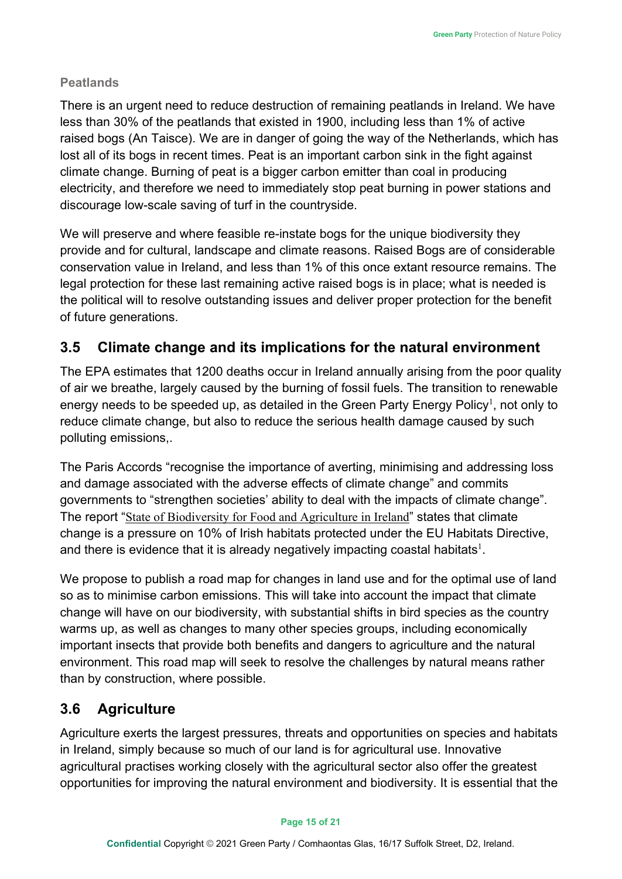### Peatlands

There is an urgent need to reduce destruction of remaining peatlands in Ireland. We have less than 30% of the peatlands that existed in 1900, including less than 1% of active raised bogs (An Taisce). We are in danger of going the way of the Netherlands, which has lost all of its bogs in recent times. Peat is an important carbon sink in the fight against climate change. Burning of peat is a bigger carbon emitter than coal in producing electricity, and therefore we need to immediately stop peat burning in power stations and discourage low-scale saving of turf in the countryside.

We will preserve and where feasible re-instate bogs for the unique biodiversity they provide and for cultural, landscape and climate reasons. Raised Bogs are of considerable conservation value in Ireland, and less than 1% of this once extant resource remains. The legal protection for these last remaining active raised bogs is in place; what is needed is the political will to resolve outstanding issues and deliver proper protection for the benefit of future generations.

## 3.5 Climate change and its implications for the natural environment

The EPA estimates that 1200 deaths occur in Ireland annually arising from the poor quality of air we breathe, largely caused by the burning of fossil fuels. The transition to renewable energy needs to be speeded up, as detailed in the Green Party Energy Policy[1], not only to reduce climate change, but also to reduce the serious health damage caused by such polluting emissions,.

The Paris Accords "recognise the importance of averting, minimising and addressing loss and damage associated with the adverse effects of climate change" and commits governments to "strengthen societies' ability to deal with the impacts of climate change". The report "State of Biodiversity for Food and Agriculture in Ireland" states that climate change is a pressure on 10% of Irish habitats protected under the EU Habitats Directive, and there is evidence that it is already negatively impacting coastal habitats[1].

We propose to publish a road map for changes in land use and for the optimal use of land so as to minimise carbon emissions. This will take into account the impact that climate change will have on our biodiversity, with substantial shifts in bird species as the country warms up, as well as changes to many other species groups, including economically important insects that provide both benefits and dangers to agriculture and the natural environment. This road map will seek to resolve the challenges by natural means rather than by construction, where possible.

## 3.6 Agriculture

Agriculture exerts the largest pressures, threats and opportunities on species and habitats in Ireland, simply because so much of our land is for agricultural use. Innovative agricultural practises working closely with the agricultural sector also offer the greatest opportunities for improving the natural environment and biodiversity. It is essential that the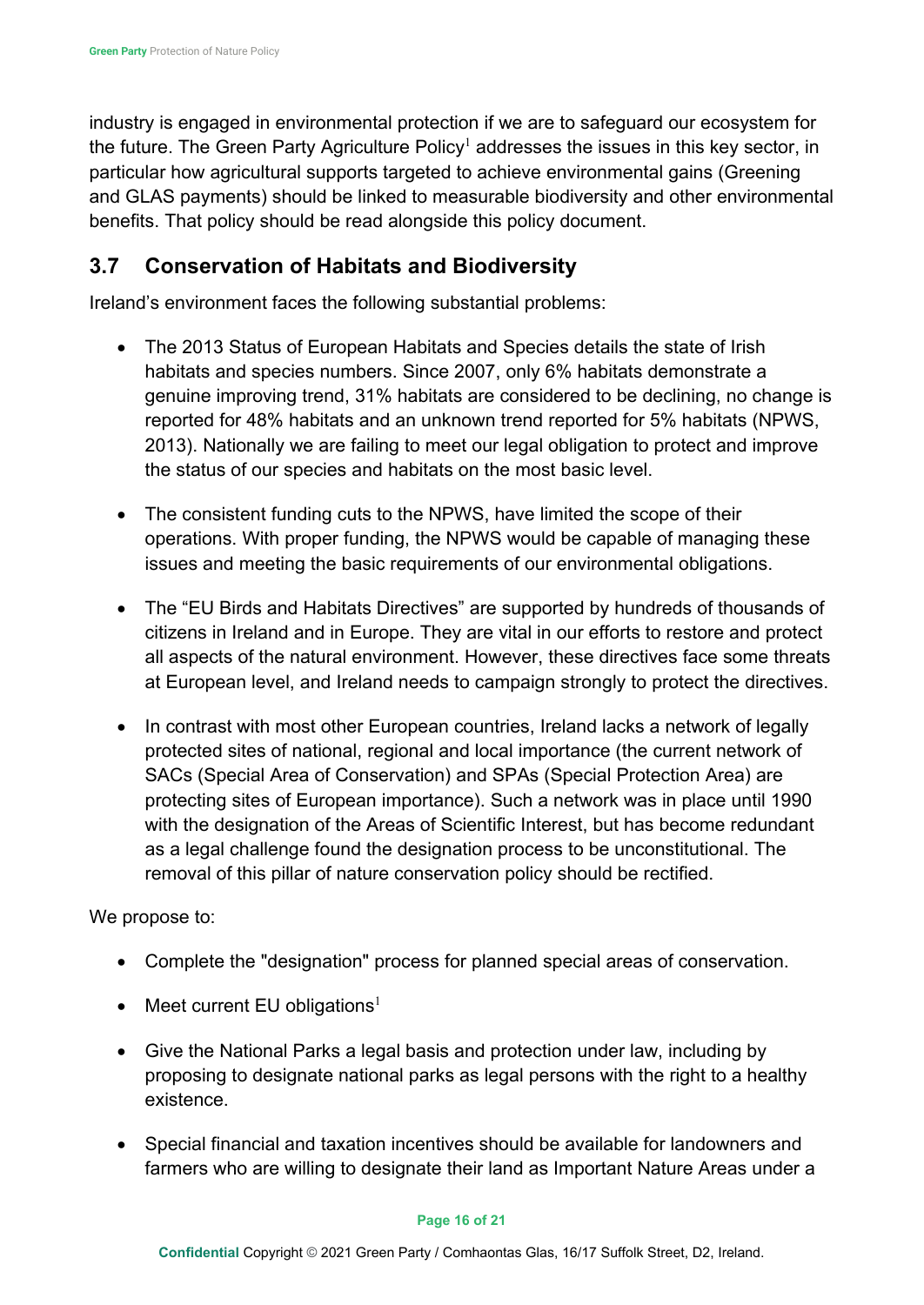industry is engaged in environmental protection if we are to safeguard our ecosystem for the future. The Green Party Agriculture Policy[1] addresses the issues in this key sector, in particular how agricultural supports targeted to achieve environmental gains (Greening and GLAS payments) should be linked to measurable biodiversity and other environmental benefits. That policy should be read alongside this policy document.

## 3.7 Conservation of Habitats and Biodiversity

Ireland's environment faces the following substantial problems:

- The 2013 Status of European Habitats and Species details the state of Irish habitats and species numbers. Since 2007, only 6% habitats demonstrate a genuine improving trend, 31% habitats are considered to be declining, no change is reported for 48% habitats and an unknown trend reported for 5% habitats (NPWS, 2013). Nationally we are failing to meet our legal obligation to protect and improve the status of our species and habitats on the most basic level.

- The consistent funding cuts to the NPWS, have limited the scope of their operations. With proper funding, the NPWS would be capable of managing these issues and meeting the basic requirements of our environmental obligations.

- The "EU Birds and Habitats Directives" are supported by hundreds of thousands of citizens in Ireland and in Europe. They are vital in our efforts to restore and protect all aspects of the natural environment. However, these directives face some threats at European level, and Ireland needs to campaign strongly to protect the directives.

- In contrast with most other European countries, Ireland lacks a network of legally protected sites of national, regional and local importance (the current network of SACs (Special Area of Conservation) and SPAs (Special Protection Area) are protecting sites of European importance). Such a network was in place until 1990 with the designation of the Areas of Scientific Interest, but has become redundant as a legal challenge found the designation process to be unconstitutional. The removal of this pillar of nature conservation policy should be rectified.

We propose to:

- Complete the "designation" process for planned special areas of conservation.

- Meet current EU obligations[1]

- Give the National Parks a legal basis and protection under law, including by proposing to designate national parks as legal persons with the right to a healthy existence.

- Special financial and taxation incentives should be available for landowners and farmers who are willing to designate their land as Important Nature Areas under a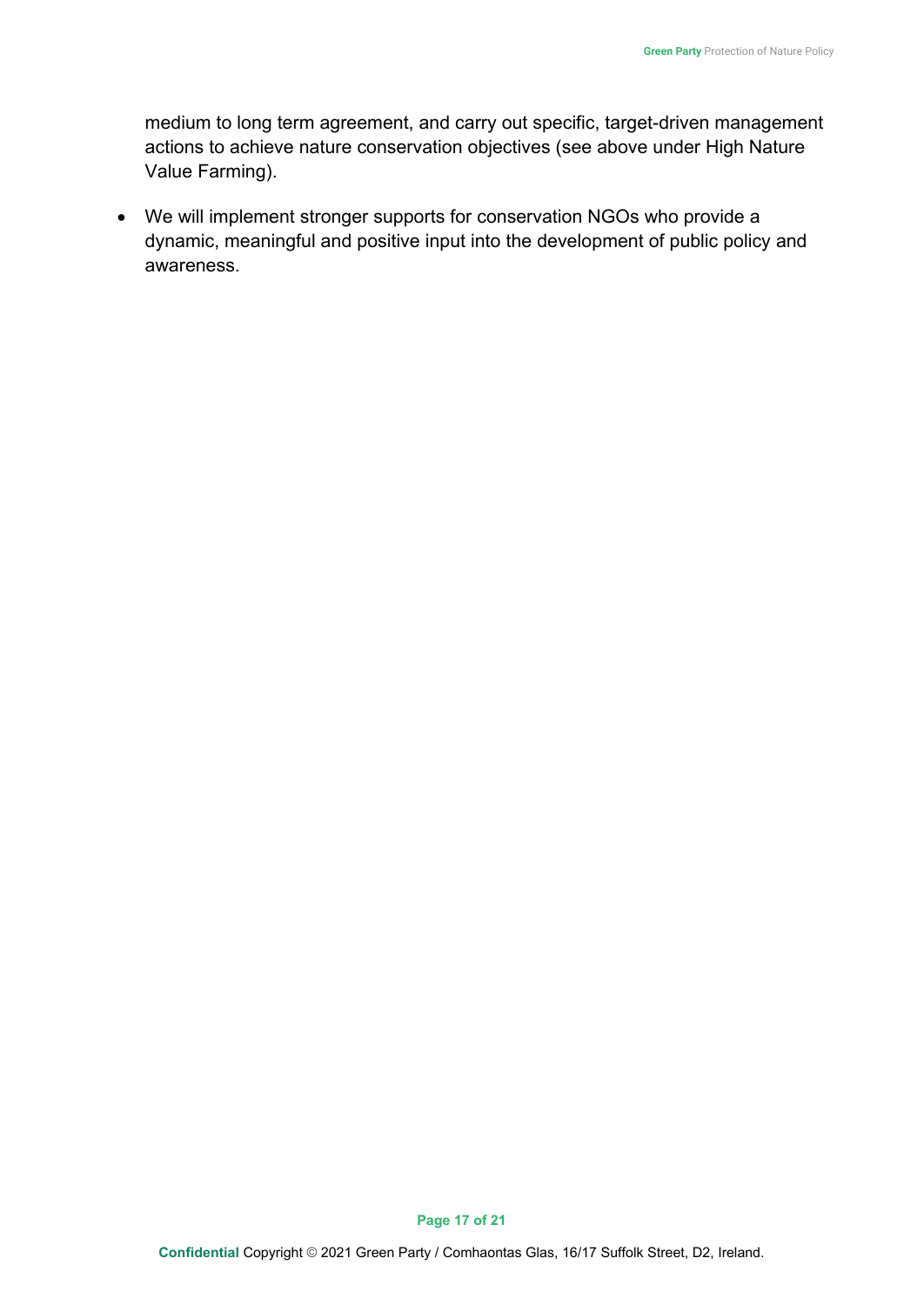medium to long term agreement, and carry out specific, target-driven management actions to achieve nature conservation objectives (see above under High Nature Value Farming).

- We will implement stronger supports for conservation NGOs who provide a dynamic, meaningful and positive input into the development of public policy and awareness.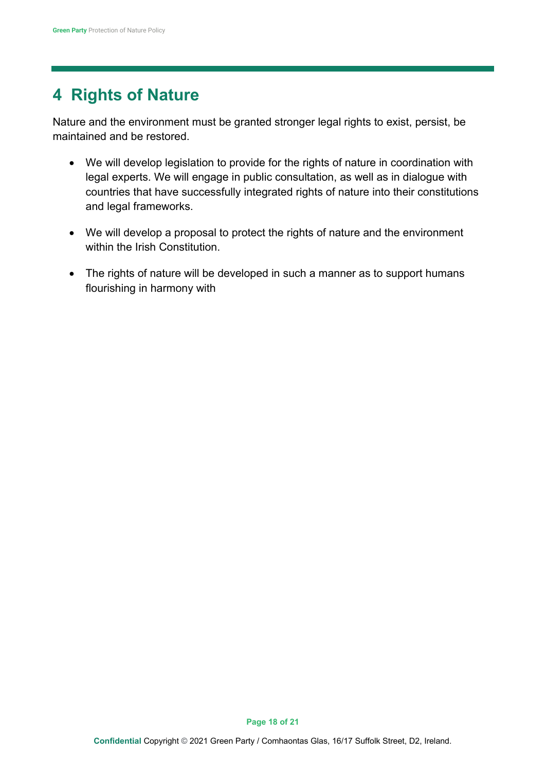# 4 Rights of Nature

Nature and the environment must be granted stronger legal rights to exist, persist, be maintained and be restored.

- We will develop legislation to provide for the rights of nature in coordination with legal experts. We will engage in public consultation, as well as in dialogue with countries that have successfully integrated rights of nature into their constitutions and legal frameworks.
- We will develop a proposal to protect the rights of nature and the environment within the Irish Constitution.
- The rights of nature will be developed in such a manner as to support humans flourishing in harmony with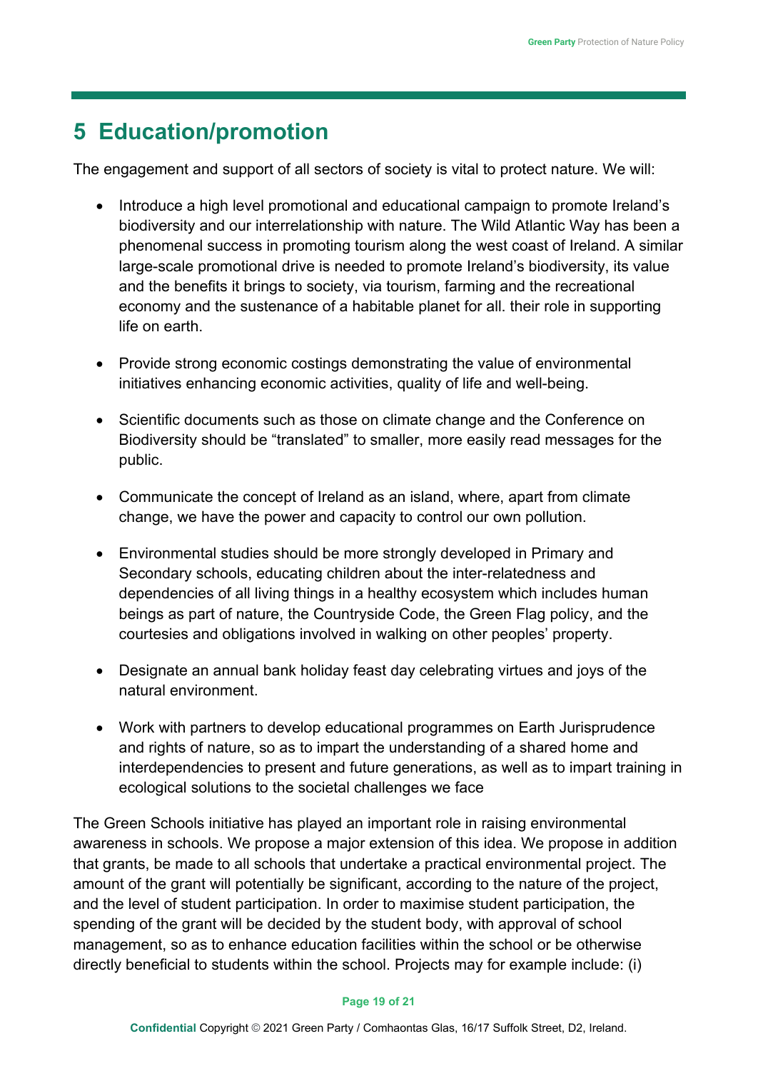## 5 Education/promotion

The engagement and support of all sectors of society is vital to protect nature. We will:

- Introduce a high level promotional and educational campaign to promote Ireland's biodiversity and our interrelationship with nature. The Wild Atlantic Way has been a phenomenal success in promoting tourism along the west coast of Ireland. A similar large-scale promotional drive is needed to promote Ireland's biodiversity, its value and the benefits it brings to society, via tourism, farming and the recreational economy and the sustenance of a habitable planet for all. their role in supporting life on earth.

- Provide strong economic costings demonstrating the value of environmental initiatives enhancing economic activities, quality of life and well-being.

- Scientific documents such as those on climate change and the Conference on Biodiversity should be "translated" to smaller, more easily read messages for the public.

- Communicate the concept of Ireland as an island, where, apart from climate change, we have the power and capacity to control our own pollution.

- Environmental studies should be more strongly developed in Primary and Secondary schools, educating children about the inter-relatedness and dependencies of all living things in a healthy ecosystem which includes human beings as part of nature, the Countryside Code, the Green Flag policy, and the courtesies and obligations involved in walking on other peoples' property.

- Designate an annual bank holiday feast day celebrating virtues and joys of the natural environment.

- Work with partners to develop educational programmes on Earth Jurisprudence and rights of nature, so as to impart the understanding of a shared home and interdependencies to present and future generations, as well as to impart training in ecological solutions to the societal challenges we face

The Green Schools initiative has played an important role in raising environmental awareness in schools. We propose a major extension of this idea. We propose in addition that grants, be made to all schools that undertake a practical environmental project. The amount of the grant will potentially be significant, according to the nature of the project, and the level of student participation. In order to maximise student participation, the spending of the grant will be decided by the student body, with approval of school management, so as to enhance education facilities within the school or be otherwise directly beneficial to students within the school. Projects may for example include: (i)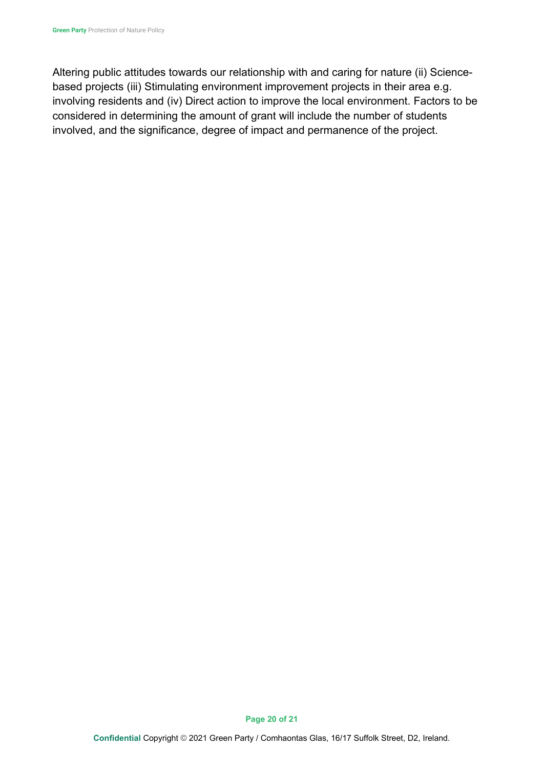Altering public attitudes towards our relationship with and caring for nature (ii) Science-based projects (iii) Stimulating environment improvement projects in their area e.g. involving residents and (iv) Direct action to improve the local environment. Factors to be considered in determining the amount of grant will include the number of students involved, and the significance, degree of impact and permanence of the project.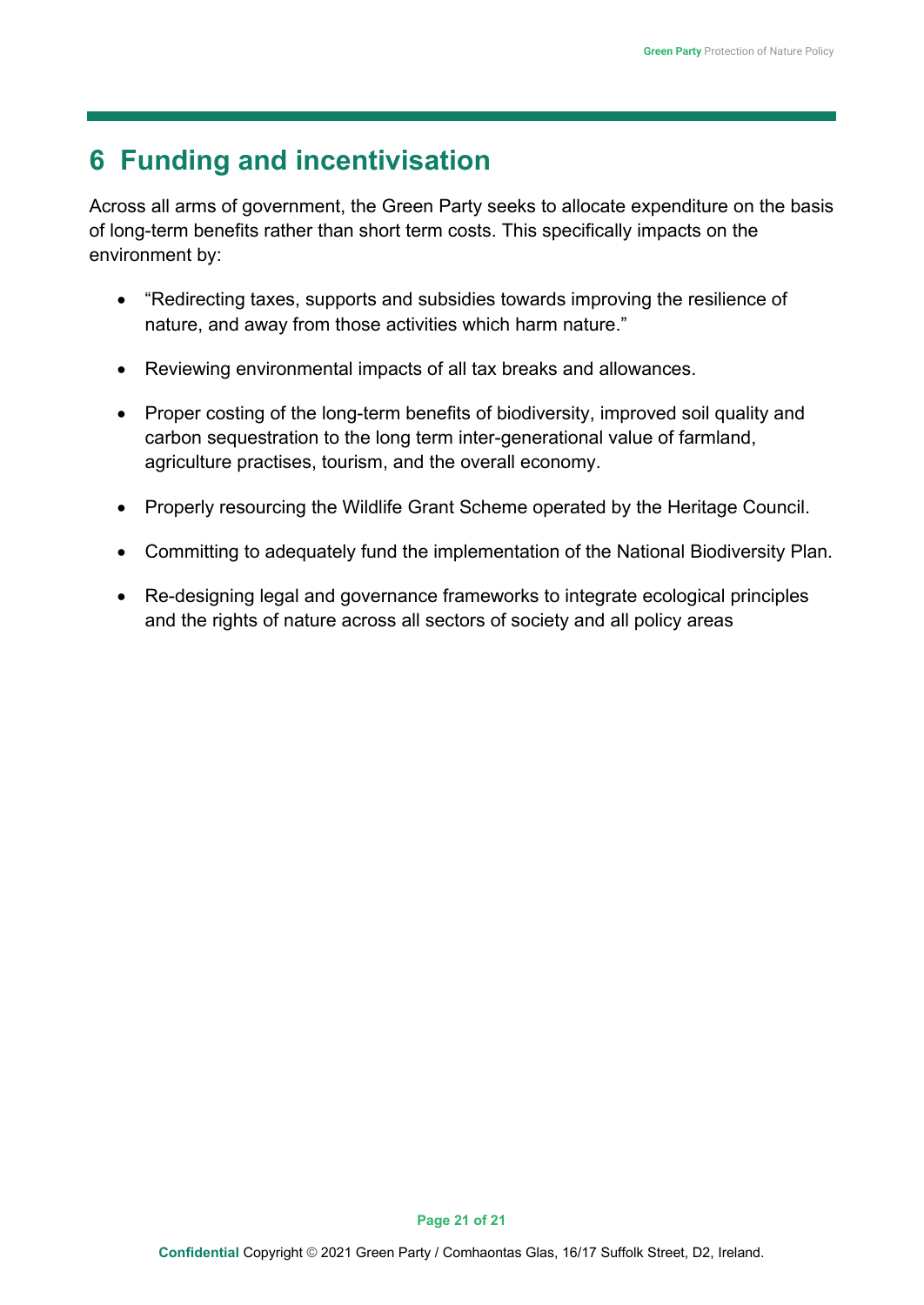# 6 Funding and incentivisation

Across all arms of government, the Green Party seeks to allocate expenditure on the basis of long-term benefits rather than short term costs. This specifically impacts on the environment by:

- "Redirecting taxes, supports and subsidies towards improving the resilience of nature, and away from those activities which harm nature."
- Reviewing environmental impacts of all tax breaks and allowances.
- Proper costing of the long-term benefits of biodiversity, improved soil quality and carbon sequestration to the long term inter-generational value of farmland, agriculture practises, tourism, and the overall economy.
- Properly resourcing the Wildlife Grant Scheme operated by the Heritage Council.
- Committing to adequately fund the implementation of the National Biodiversity Plan.
- Re-designing legal and governance frameworks to integrate ecological principles and the rights of nature across all sectors of society and all policy areas